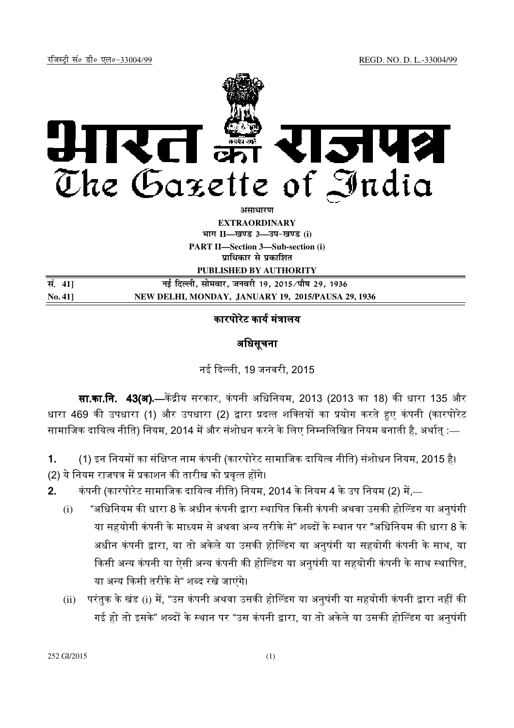रजिस्ट्री सं० डी० एल०-33004/99 REGD. NO. D. L.-33004/99

# भारत का राजपत्र
# The Gazette of India

**असाधारण**
**EXTRAORDINARY**
**भाग II—खण्ड 3—उप-खण्ड (i)**
**PART II—Section 3—Sub-section (i)**
**प्राधिकार से प्रकाशित**
**PUBLISHED BY AUTHORITY**

| सं. 41] | नई दिल्ली, सोमवार, जनवरी 19, 2015/पौष 29, 1936 |
|---|---|
| **No. 41]** | **NEW DELHI, MONDAY, JANUARY 19, 2015/PAUSA 29, 1936** |

## कारपोरेट कार्य मंत्रालय

## अधिसूचना

नई दिल्ली, 19 जनवरी, 2015

**सा.का.नि. 43(अ).**—केंद्रीय सरकार, कंपनी अधिनियम, 2013 (2013 का 18) की धारा 135 और धारा 469 की उपधारा (1) और उपधारा (2) द्वारा प्रदत्त शक्तियों का प्रयोग करते हुए कंपनी (कारपोरेट सामाजिक दायित्व नीति) नियम, 2014 में और संशोधन करने के लिए निम्नलिखित नियम बनाती है, अर्थात् :—

**1.** (1) इन नियमों का संक्षिप्त नाम कंपनी (कारपोरेट सामाजिक दायित्व नीति) संशोधन नियम, 2015 है।
(2) ये नियम राजपत्र में प्रकाशन की तारीख को प्रवृत्त होंगे।

**2.** कंपनी (कारपोरेट सामाजिक दायित्व नीति) नियम, 2014 के नियम 4 के उप नियम (2) में,—

(i) "अधिनियम की धारा 8 के अधीन कंपनी द्वारा स्थापित किसी कंपनी अथवा उसकी होल्डिंग या अनुषंगी या सहयोगी कंपनी के माध्यम से अथवा अन्य तरीके से" शब्दों के स्थान पर "अधिनियम की धारा 8 के अधीन कंपनी द्वारा, या तो अकेले या उसकी होल्डिंग या अनुषंगी या सहयोगी कंपनी के साथ, या किसी अन्य कंपनी या ऐसी अन्य कंपनी की होल्डिंग या अनुषंगी या सहयोगी कंपनी के साथ स्थापित, या अन्य किसी तरीके से" शब्द रखे जाएंगे।

(ii) परंतुक के खंड (i) में, "उस कंपनी अथवा उसकी होल्डिंग या अनुषंगी या सहयोगी कंपनी द्वारा नहीं की गई हो तो इसके" शब्दों के स्थान पर "उस कंपनी द्वारा, या तो अकेले या उसकी होल्डिंग या अनुषंगी

252 GI/2015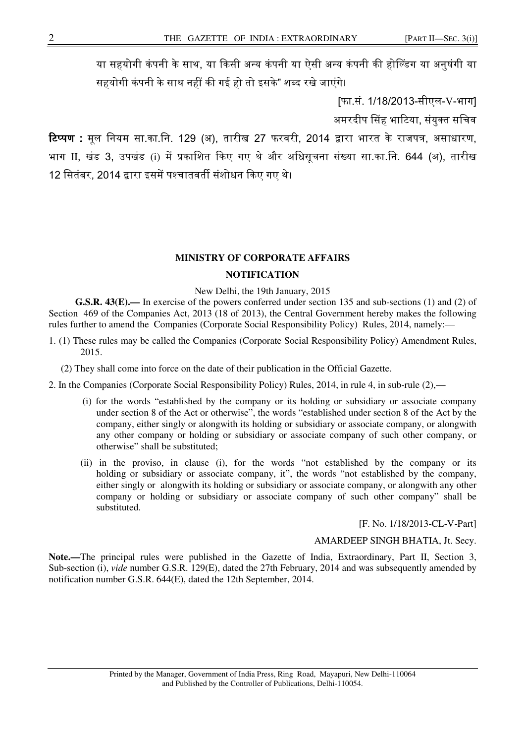या सहयोगी कंपनी के साथ, या किसी अन्य कंपनी या ऐसी अन्य कंपनी की होल्डिंग या अनुषंगी या सहयोगी कंपनी के साथ नहीं की गई हो तो इसके" शब्द रखे जाएंगे।

[फा.सं. 1/18/2013-सीएल-V-भाग]

अमरदीप सिंह भाटिया, संयुक्त सचिव

**टिप्पण :** मूल नियम सा.का.नि. 129 (अ), तारीख 27 फरवरी, 2014 द्वारा भारत के राजपत्र, असाधारण, भाग II, खंड 3, उपखंड (i) में प्रकाशित किए गए थे और अधिसूचना संख्या सा.का.नि. 644 (अ), तारीख 12 सितंबर, 2014 द्वारा इसमें पश्चातवर्ती संशोधन किए गए थे।

## MINISTRY OF CORPORATE AFFAIRS

## NOTIFICATION

New Delhi, the 19th January, 2015

**G.S.R. 43(E).—** In exercise of the powers conferred under section 135 and sub-sections (1) and (2) of Section 469 of the Companies Act, 2013 (18 of 2013), the Central Government hereby makes the following rules further to amend the Companies (Corporate Social Responsibility Policy) Rules, 2014, namely:—

1. (1) These rules may be called the Companies (Corporate Social Responsibility Policy) Amendment Rules, 2015.

   (2) They shall come into force on the date of their publication in the Official Gazette.

2. In the Companies (Corporate Social Responsibility Policy) Rules, 2014, in rule 4, in sub-rule (2),—

   (i) for the words "established by the company or its holding or subsidiary or associate company under section 8 of the Act or otherwise", the words "established under section 8 of the Act by the company, either singly or alongwith its holding or subsidiary or associate company, or alongwith any other company or holding or subsidiary or associate company of such other company, or otherwise" shall be substituted;

   (ii) in the proviso, in clause (i), for the words "not established by the company or its holding or subsidiary or associate company, it", the words "not established by the company, either singly or alongwith its holding or subsidiary or associate company, or alongwith any other company or holding or subsidiary or associate company of such other company" shall be substituted.

[F. No. 1/18/2013-CL-V-Part]

AMARDEEP SINGH BHATIA, Jt. Secy.

**Note.—**The principal rules were published in the Gazette of India, Extraordinary, Part II, Section 3, Sub-section (i), *vide* number G.S.R. 129(E), dated the 27th February, 2014 and was subsequently amended by notification number G.S.R. 644(E), dated the 12th September, 2014.

Printed by the Manager, Government of India Press, Ring Road, Mayapuri, New Delhi-110064 and Published by the Controller of Publications, Delhi-110054.